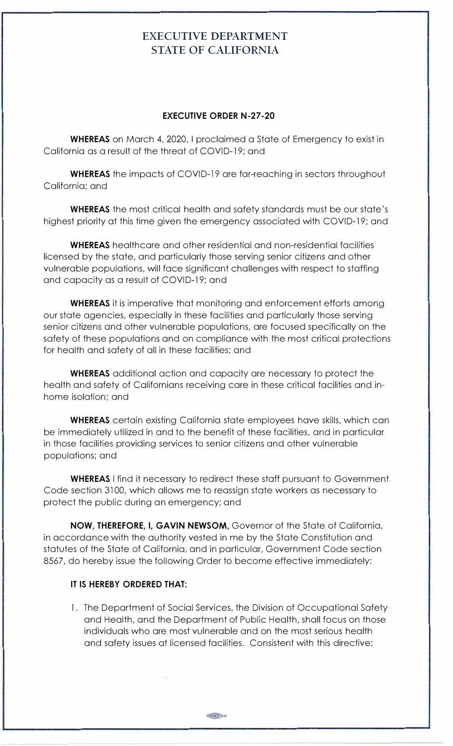# EXECUTIVE DEPARTMENT
# STATE OF CALIFORNIA

## EXECUTIVE ORDER N-27-20

**WHEREAS** on March 4, 2020, I proclaimed a State of Emergency to exist in California as a result of the threat of COVID-19; and

**WHEREAS** the impacts of COVID-19 are far-reaching in sectors throughout California; and

**WHEREAS** the most critical health and safety standards must be our state's highest priority at this time given the emergency associated with COVID-19; and

**WHEREAS** healthcare and other residential and non-residential facilities licensed by the state, and particularly those serving senior citizens and other vulnerable populations, will face significant challenges with respect to staffing and capacity as a result of COVID-19; and

**WHEREAS** it is imperative that monitoring and enforcement efforts among our state agencies, especially in these facilities and particularly those serving senior citizens and other vulnerable populations, are focused specifically on the safety of these populations and on compliance with the most critical protections for health and safety of all in these facilities; and

**WHEREAS** additional action and capacity are necessary to protect the health and safety of Californians receiving care in these critical facilities and in-home isolation; and

**WHEREAS** certain existing California state employees have skills, which can be immediately utilized in and to the benefit of these facilities, and in particular in those facilities providing services to senior citizens and other vulnerable populations; and

**WHEREAS** I find it necessary to redirect these staff pursuant to Government Code section 3100, which allows me to reassign state workers as necessary to protect the public during an emergency; and

**NOW, THEREFORE, I, GAVIN NEWSOM,** Governor of the State of California, in accordance with the authority vested in me by the State Constitution and statutes of the State of California, and in particular, Government Code section 8567, do hereby issue the following Order to become effective immediately:

**IT IS HEREBY ORDERED THAT:**

1. The Department of Social Services, the Division of Occupational Safety and Health, and the Department of Public Health, shall focus on those individuals who are most vulnerable and on the most serious health and safety issues at licensed facilities. Consistent with this directive: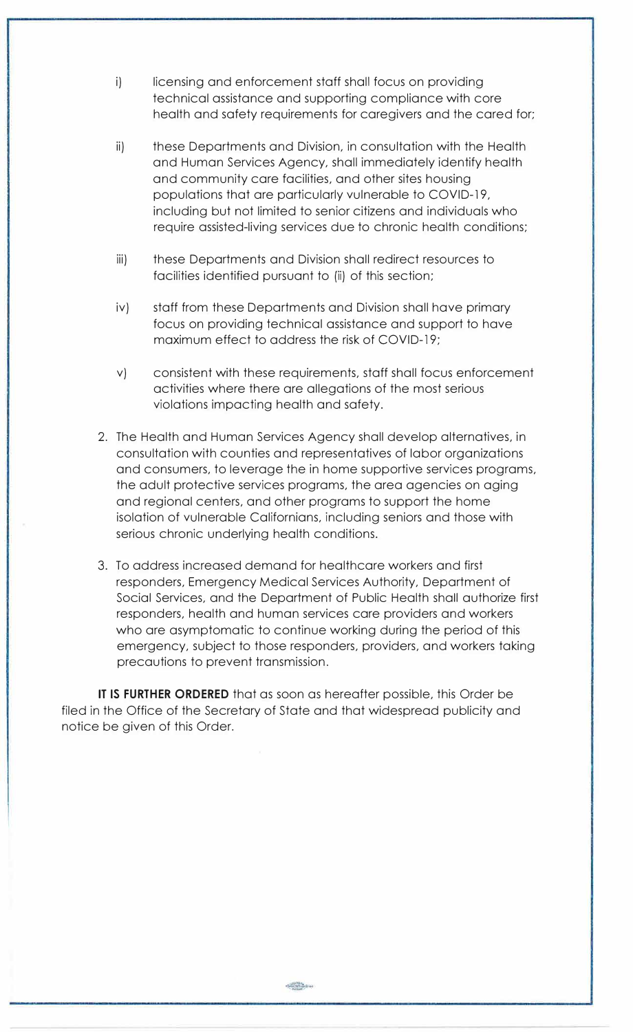- i) licensing and enforcement staff shall focus on providing technical assistance and supporting compliance with core health and safety requirements for caregivers and the cared for;

- ii) these Departments and Division, in consultation with the Health and Human Services Agency, shall immediately identify health and community care facilities, and other sites housing populations that are particularly vulnerable to COVID-19, including but not limited to senior citizens and individuals who require assisted-living services due to chronic health conditions;

- iii) these Departments and Division shall redirect resources to facilities identified pursuant to (ii) of this section;

- iv) staff from these Departments and Division shall have primary focus on providing technical assistance and support to have maximum effect to address the risk of COVID-19;

- v) consistent with these requirements, staff shall focus enforcement activities where there are allegations of the most serious violations impacting health and safety.

2. The Health and Human Services Agency shall develop alternatives, in consultation with counties and representatives of labor organizations and consumers, to leverage the in home supportive services programs, the adult protective services programs, the area agencies on aging and regional centers, and other programs to support the home isolation of vulnerable Californians, including seniors and those with serious chronic underlying health conditions.

3. To address increased demand for healthcare workers and first responders, Emergency Medical Services Authority, Department of Social Services, and the Department of Public Health shall authorize first responders, health and human services care providers and workers who are asymptomatic to continue working during the period of this emergency, subject to those responders, providers, and workers taking precautions to prevent transmission.

**IT IS FURTHER ORDERED** that as soon as hereafter possible, this Order be filed in the Office of the Secretary of State and that widespread publicity and notice be given of this Order.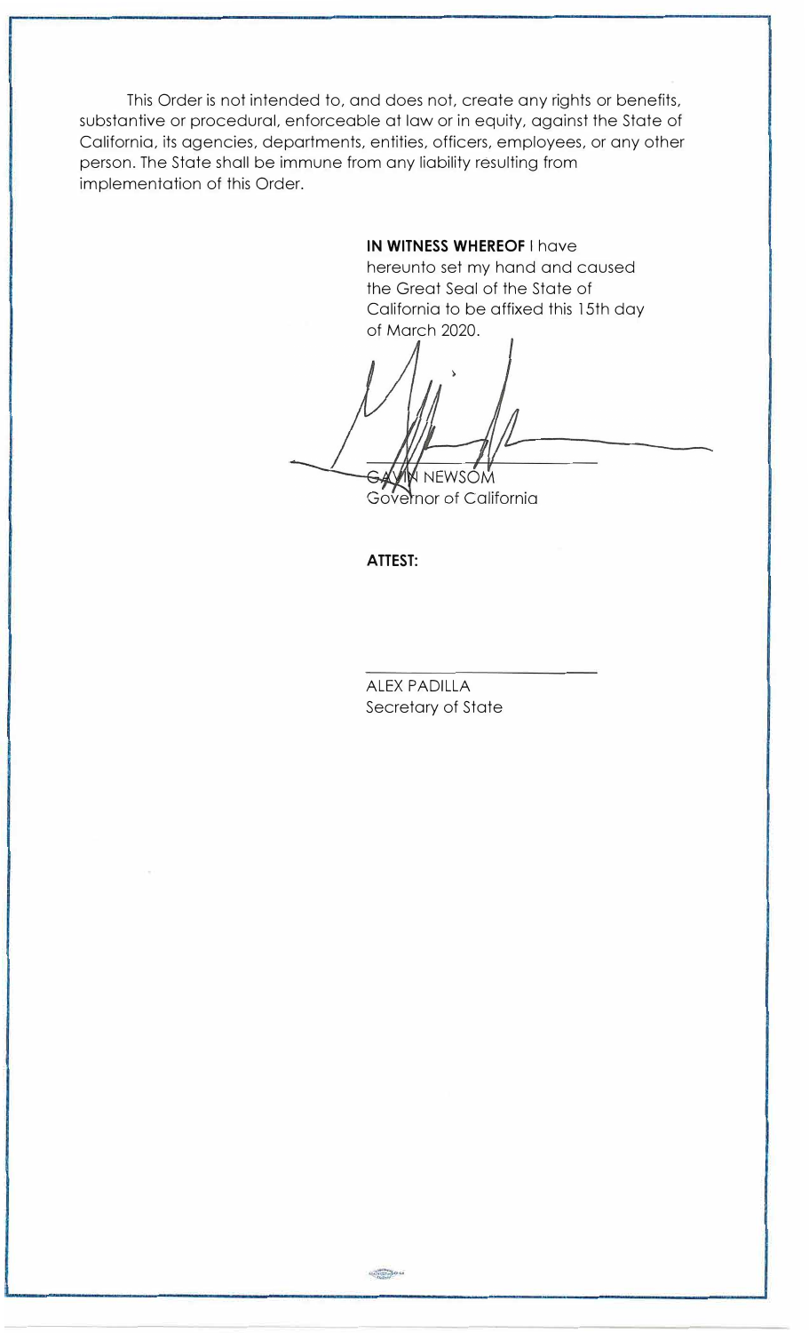This Order is not intended to, and does not, create any rights or benefits, substantive or procedural, enforceable at law or in equity, against the State of California, its agencies, departments, entities, officers, employees, or any other person. The State shall be immune from any liability resulting from implementation of this Order.

**IN WITNESS WHEREOF** I have hereunto set my hand and caused the Great Seal of the State of California to be affixed this 15th day of March 2020.

GAVIN NEWSOM
Governor of California

**ATTEST:**

ALEX PADILLA
Secretary of State